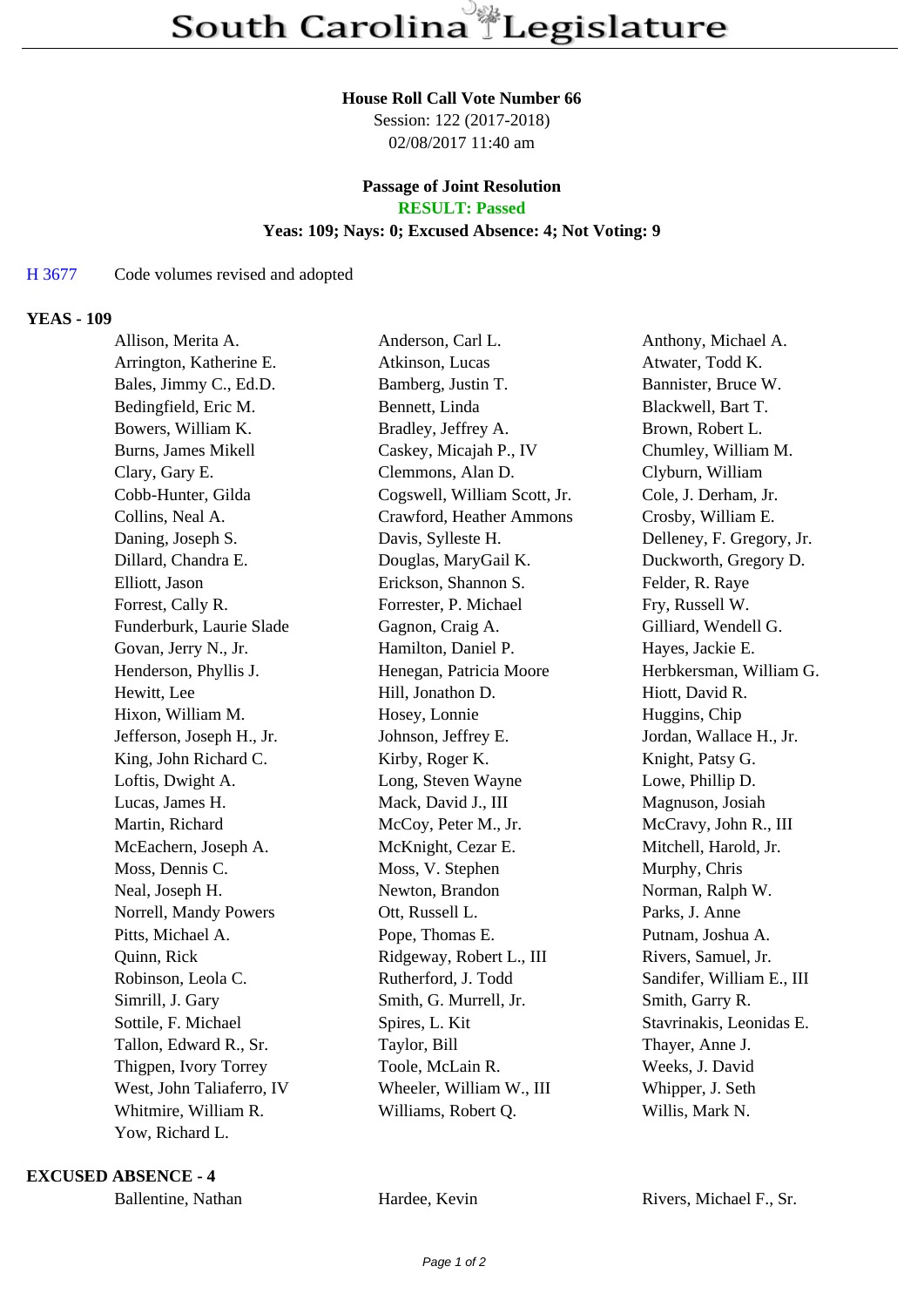# South Carolina Legislature

**House Roll Call Vote Number 66**
Session: 122 (2017-2018)
02/08/2017 11:40 am

**Passage of Joint Resolution**
**RESULT: Passed**
**Yeas: 109; Nays: 0; Excused Absence: 4; Not Voting: 9**

H 3677 Code volumes revised and adopted

### YEAS - 109

| | | |
|---|---|---|
| Allison, Merita A. | Anderson, Carl L. | Anthony, Michael A. |
| Arrington, Katherine E. | Atkinson, Lucas | Atwater, Todd K. |
| Bales, Jimmy C., Ed.D. | Bamberg, Justin T. | Bannister, Bruce W. |
| Bedingfield, Eric M. | Bennett, Linda | Blackwell, Bart T. |
| Bowers, William K. | Bradley, Jeffrey A. | Brown, Robert L. |
| Burns, James Mikell | Caskey, Micajah P., IV | Chumley, William M. |
| Clary, Gary E. | Clemmons, Alan D. | Clyburn, William |
| Cobb-Hunter, Gilda | Cogswell, William Scott, Jr. | Cole, J. Derham, Jr. |
| Collins, Neal A. | Crawford, Heather Ammons | Crosby, William E. |
| Daning, Joseph S. | Davis, Sylleste H. | Delleney, F. Gregory, Jr. |
| Dillard, Chandra E. | Douglas, MaryGail K. | Duckworth, Gregory D. |
| Elliott, Jason | Erickson, Shannon S. | Felder, R. Raye |
| Forrest, Cally R. | Forrester, P. Michael | Fry, Russell W. |
| Funderburk, Laurie Slade | Gagnon, Craig A. | Gilliard, Wendell G. |
| Govan, Jerry N., Jr. | Hamilton, Daniel P. | Hayes, Jackie E. |
| Henderson, Phyllis J. | Henegan, Patricia Moore | Herbkersman, William G. |
| Hewitt, Lee | Hill, Jonathon D. | Hiott, David R. |
| Hixon, William M. | Hosey, Lonnie | Huggins, Chip |
| Jefferson, Joseph H., Jr. | Johnson, Jeffrey E. | Jordan, Wallace H., Jr. |
| King, John Richard C. | Kirby, Roger K. | Knight, Patsy G. |
| Loftis, Dwight A. | Long, Steven Wayne | Lowe, Phillip D. |
| Lucas, James H. | Mack, David J., III | Magnuson, Josiah |
| Martin, Richard | McCoy, Peter M., Jr. | McCravy, John R., III |
| McEachern, Joseph A. | McKnight, Cezar E. | Mitchell, Harold, Jr. |
| Moss, Dennis C. | Moss, V. Stephen | Murphy, Chris |
| Neal, Joseph H. | Newton, Brandon | Norman, Ralph W. |
| Norrell, Mandy Powers | Ott, Russell L. | Parks, J. Anne |
| Pitts, Michael A. | Pope, Thomas E. | Putnam, Joshua A. |
| Quinn, Rick | Ridgeway, Robert L., III | Rivers, Samuel, Jr. |
| Robinson, Leola C. | Rutherford, J. Todd | Sandifer, William E., III |
| Simrill, J. Gary | Smith, G. Murrell, Jr. | Smith, Garry R. |
| Sottile, F. Michael | Spires, L. Kit | Stavrinakis, Leonidas E. |
| Tallon, Edward R., Sr. | Taylor, Bill | Thayer, Anne J. |
| Thigpen, Ivory Torrey | Toole, McLain R. | Weeks, J. David |
| West, John Taliaferro, IV | Wheeler, William W., III | Whipper, J. Seth |
| Whitmire, William R. | Williams, Robert Q. | Willis, Mark N. |
| Yow, Richard L. | | |

### EXCUSED ABSENCE - 4

| | | |
|---|---|---|
| Ballentine, Nathan | Hardee, Kevin | Rivers, Michael F., Sr. |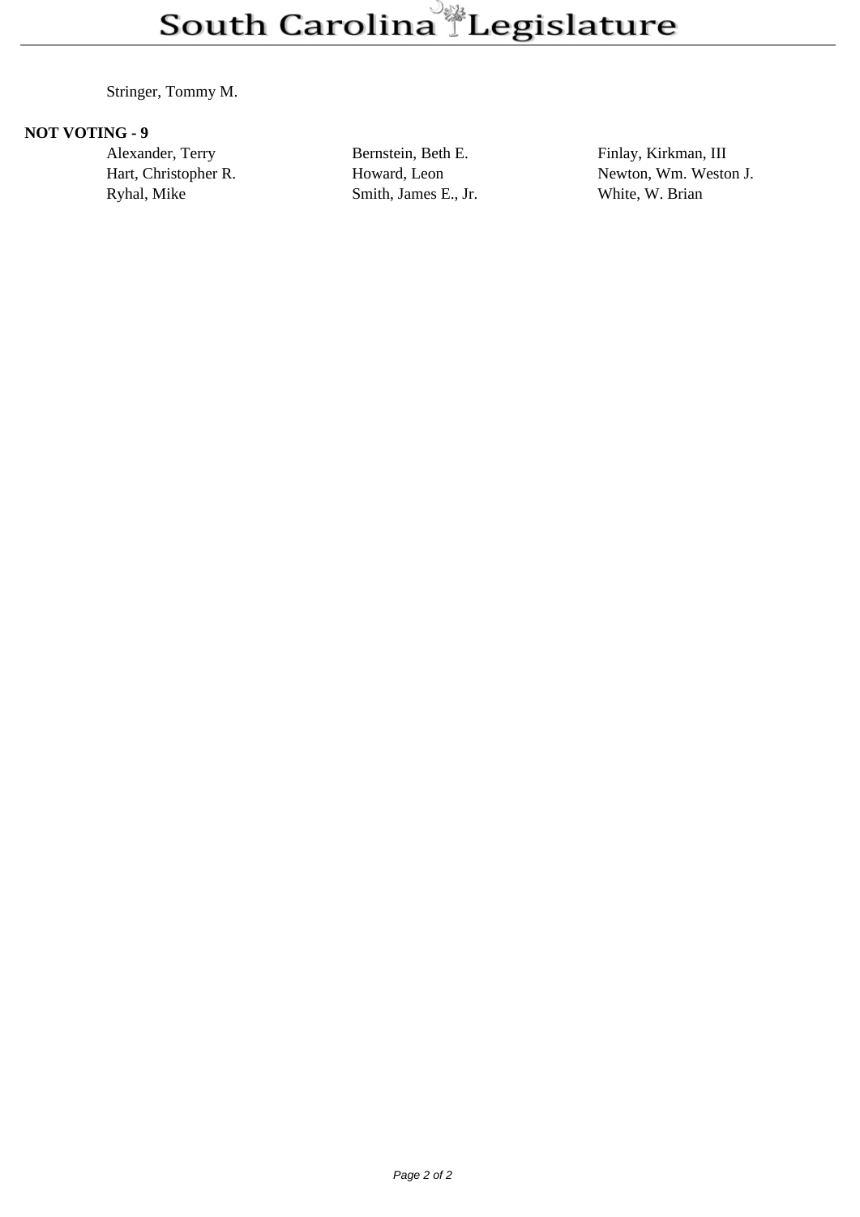Stringer, Tommy M.

**NOT VOTING - 9**

| | | |
|---|---|---|
| Alexander, Terry | Bernstein, Beth E. | Finlay, Kirkman, III |
| Hart, Christopher R. | Howard, Leon | Newton, Wm. Weston J. |
| Ryhal, Mike | Smith, James E., Jr. | White, W. Brian |